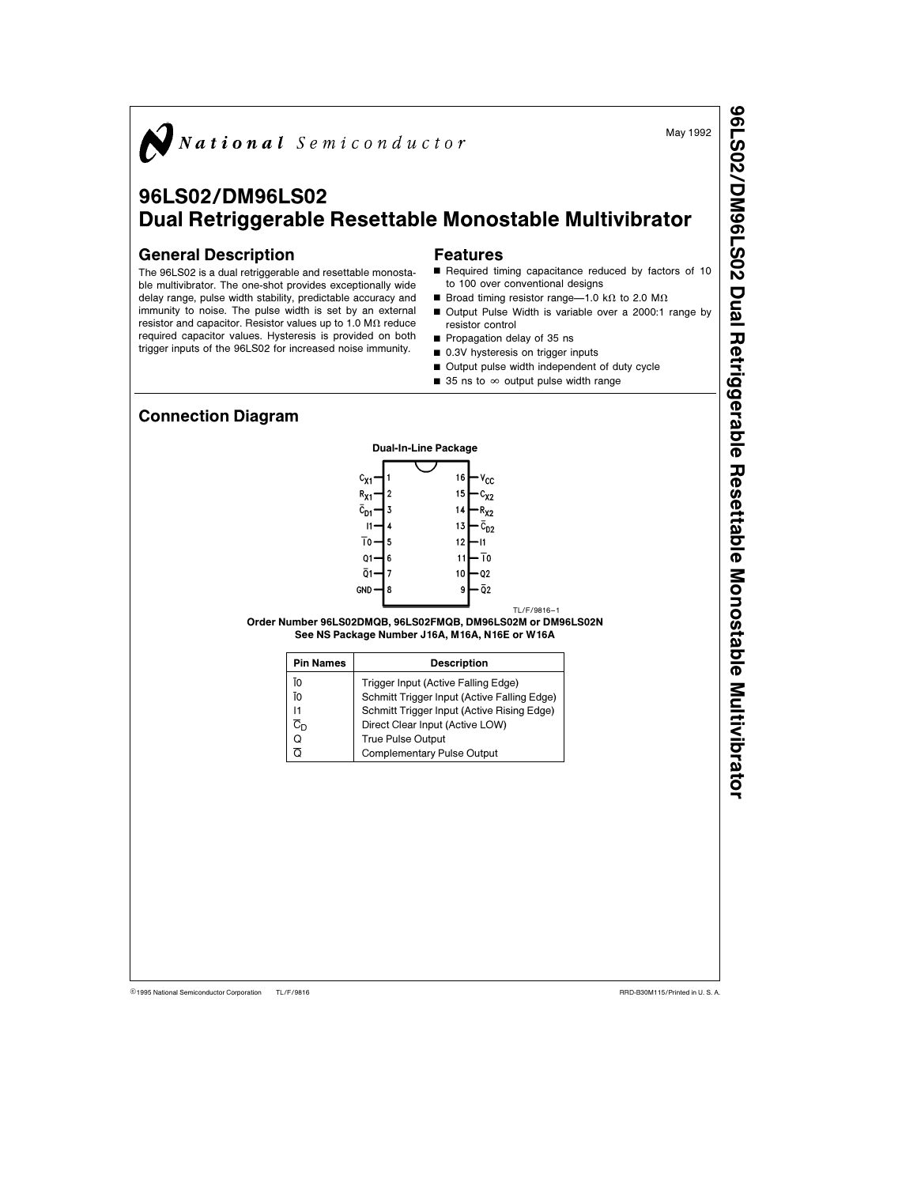National Semiconductor

May 1992

# 96LS02/DM96LS02 Dual Retriggerable Resettable Monostable Multivibrator

## General Description

The 96LS02 is a dual retriggerable and resettable monostable multivibrator. The one-shot provides exceptionally wide delay range, pulse width stability, predictable accuracy and immunity to noise. The pulse width is set by an external resistor and capacitor. Resistor values up to 1.0 MΩ reduce required capacitor values. Hysteresis is provided on both trigger inputs of the 96LS02 for increased noise immunity.

## Features

- Required timing capacitance reduced by factors of 10 to 100 over conventional designs
- Broad timing resistor range—1.0 kΩ to 2.0 MΩ
- Output Pulse Width is variable over a 2000:1 range by resistor control
- Propagation delay of 35 ns
- 0.3V hysteresis on trigger inputs
- Output pulse width independent of duty cycle
- 35 ns to ∞ output pulse width range

## Connection Diagram

**Dual-In-Line Package**

$C_{X1}$ 1, $R_{X1}$ 2, $\overline{C}_{D1}$ 3, I1 4, $\overline{I}0$ 5, Q1 6, $\overline{Q}1$ 7, GND 8

16 $V_{CC}$, 15 $C_{X2}$, 14 $R_{X2}$, 13 $\overline{C}_{D2}$, 12 I1, 11 $\overline{I}0$, 10 Q2, 9 $\overline{Q}2$

TL/F/9816–1

**Order Number 96LS02DMQB, 96LS02FMQB, DM96LS02M or DM96LS02N**
**See NS Package Number J16A, M16A, N16E or W16A**

| Pin Names | Description |
|---|---|
| $\overline{I}0$ | Trigger Input (Active Falling Edge) |
| $\overline{I}0$ | Schmitt Trigger Input (Active Falling Edge) |
| I1 | Schmitt Trigger Input (Active Rising Edge) |
| $\overline{C}_D$ | Direct Clear Input (Active LOW) |
| Q | True Pulse Output |
| $\overline{Q}$ | Complementary Pulse Output |

©1995 National Semiconductor Corporation TL/F/9816 RRD-B30M115/Printed in U. S. A.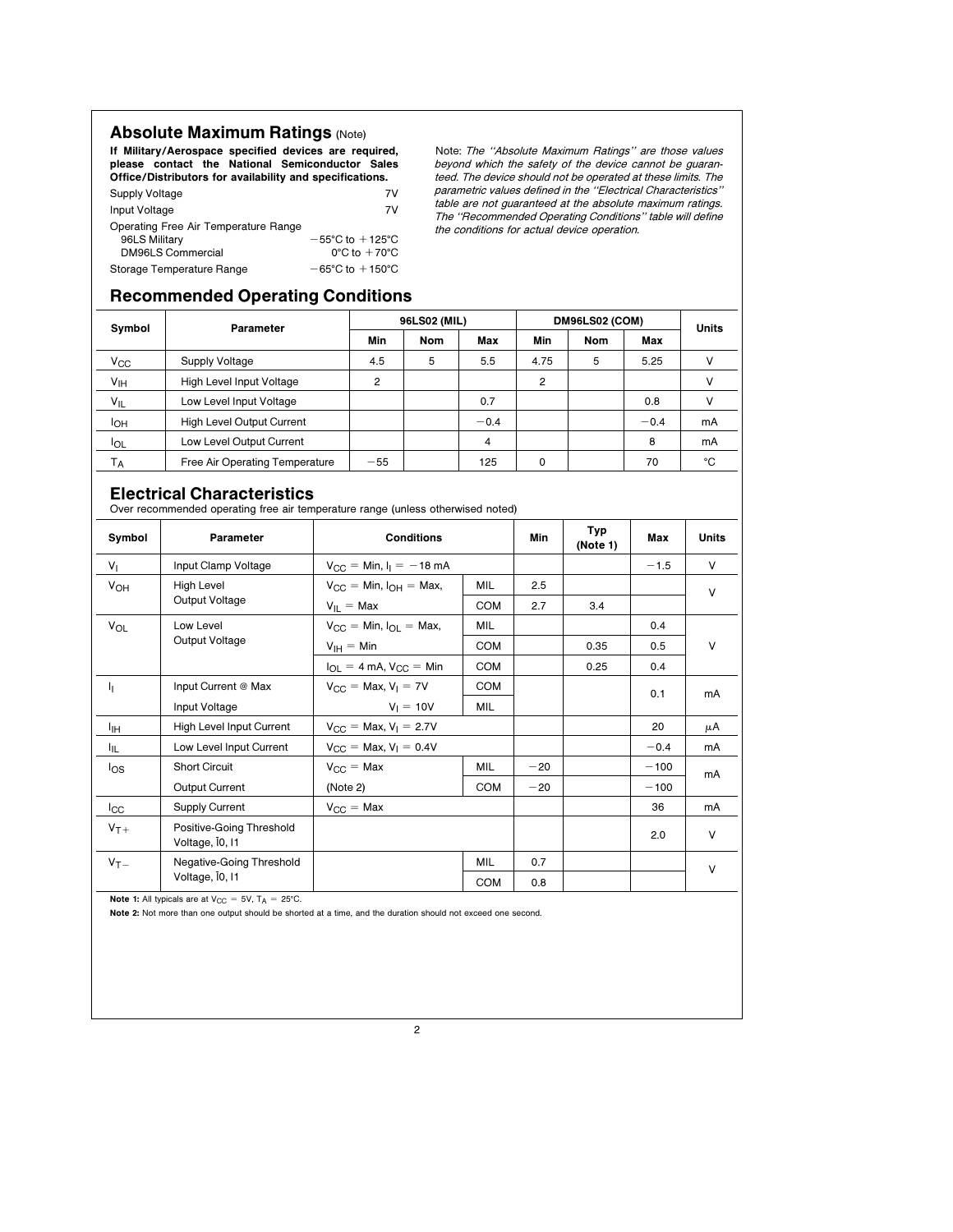## Absolute Maximum Ratings (Note)

**If Military/Aerospace specified devices are required, please contact the National Semiconductor Sales Office/Distributors for availability and specifications.**

| | |
|---|---|
| Supply Voltage | 7V |
| Input Voltage | 7V |
| Operating Free Air Temperature Range | |
| 96LS Military | −55°C to +125°C |
| DM96LS Commercial | 0°C to +70°C |
| Storage Temperature Range | −65°C to +150°C |

Note: *The "Absolute Maximum Ratings" are those values beyond which the safety of the device cannot be guaranteed. The device should not be operated at these limits. The parametric values defined in the "Electrical Characteristics" table are not guaranteed at the absolute maximum ratings. The "Recommended Operating Conditions" table will define the conditions for actual device operation.*

## Recommended Operating Conditions

| Symbol | Parameter | 96LS02 (MIL) | | | DM96LS02 (COM) | | | Units |
|---|---|---|---|---|---|---|---|---|
| | | Min | Nom | Max | Min | Nom | Max | |
| $V_{CC}$ | Supply Voltage | 4.5 | 5 | 5.5 | 4.75 | 5 | 5.25 | V |
| $V_{IH}$ | High Level Input Voltage | 2 | | | 2 | | | V |
| $V_{IL}$ | Low Level Input Voltage | | | 0.7 | | | 0.8 | V |
| $I_{OH}$ | High Level Output Current | | | −0.4 | | | −0.4 | mA |
| $I_{OL}$ | Low Level Output Current | | | 4 | | | 8 | mA |
| $T_A$ | Free Air Operating Temperature | −55 | | 125 | 0 | | 70 | °C |

## Electrical Characteristics

Over recommended operating free air temperature range (unless otherwised noted)

| Symbol | Parameter | Conditions | | Min | Typ (Note 1) | Max | Units |
|---|---|---|---|---|---|---|---|
| $V_I$ | Input Clamp Voltage | $V_{CC}$ = Min, $I_I$ = −18 mA | | | | −1.5 | V |
| $V_{OH}$ | High Level Output Voltage | $V_{CC}$ = Min, $I_{OH}$ = Max, | MIL | 2.5 | | | V |
| | | $V_{IL}$ = Max | COM | 2.7 | 3.4 | | |
| $V_{OL}$ | Low Level Output Voltage | $V_{CC}$ = Min, $I_{OL}$ = Max, | MIL | | | 0.4 | V |
| | | $V_{IH}$ = Min | COM | | 0.35 | 0.5 | |
| | | $I_{OL}$ = 4 mA, $V_{CC}$ = Min | COM | | 0.25 | 0.4 | |
| $I_I$ | Input Current @ Max Input Voltage | $V_{CC}$ = Max, $V_I$ = 7V | COM | | | 0.1 | mA |
| | | $V_I$ = 10V | MIL | | | | |
| $I_{IH}$ | High Level Input Current | $V_{CC}$ = Max, $V_I$ = 2.7V | | | | 20 | μA |
| $I_{IL}$ | Low Level Input Current | $V_{CC}$ = Max, $V_I$ = 0.4V | | | | −0.4 | mA |
| $I_{OS}$ | Short Circuit Output Current | $V_{CC}$ = Max (Note 2) | MIL | −20 | | −100 | mA |
| | | | COM | −20 | | −100 | |
| $I_{CC}$ | Supply Current | $V_{CC}$ = Max | | | | 36 | mA |
| $V_{T+}$ | Positive-Going Threshold Voltage, $\bar{I}0$, I1 | | | | | 2.0 | V |
| $V_{T-}$ | Negative-Going Threshold Voltage, $\bar{I}0$, I1 | | MIL | 0.7 | | | V |
| | | | COM | 0.8 | | | |

**Note 1:** All typicals are at $V_{CC}$ = 5V, $T_A$ = 25°C.

**Note 2:** Not more than one output should be shorted at a time, and the duration should not exceed one second.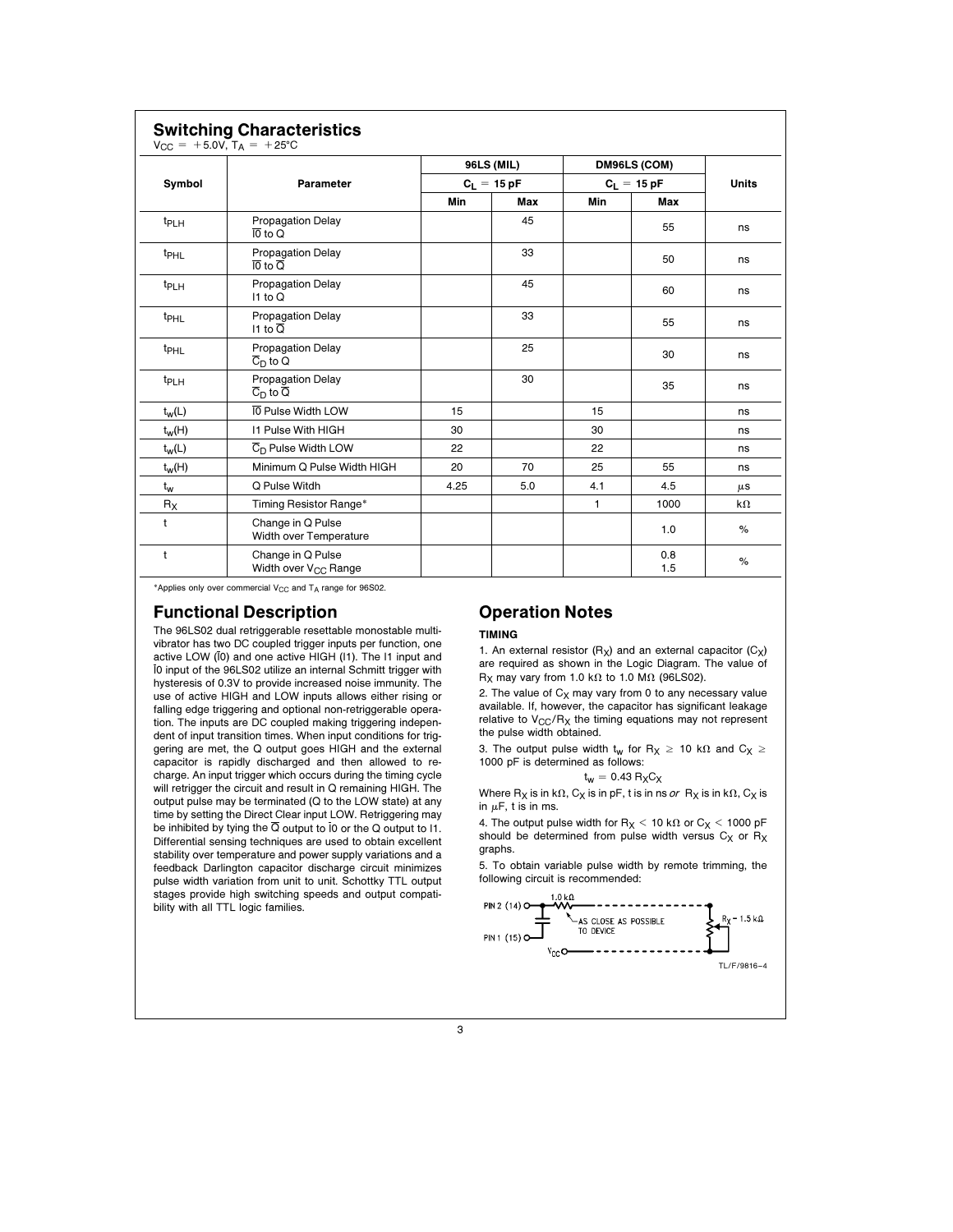## Switching Characteristics

$V_{CC} = +5.0V$, $T_A = +25°C$

| Symbol | Parameter | 96LS (MIL) $C_L = 15$ pF | | DM96LS (COM) $C_L = 15$ pF | | Units |
|---|---|---|---|---|---|---|
| | | Min | Max | Min | Max | |
| $t_{PLH}$ | Propagation Delay $\overline{I0}$ to Q | | 45 | | 55 | ns |
| $t_{PHL}$ | Propagation Delay $\overline{I0}$ to $\overline{Q}$ | | 33 | | 50 | ns |
| $t_{PLH}$ | Propagation Delay I1 to Q | | 45 | | 60 | ns |
| $t_{PHL}$ | Propagation Delay I1 to $\overline{Q}$ | | 33 | | 55 | ns |
| $t_{PHL}$ | Propagation Delay $\overline{C}_D$ to Q | | 25 | | 30 | ns |
| $t_{PLH}$ | Propagation Delay $\overline{C}_D$ to $\overline{Q}$ | | 30 | | 35 | ns |
| $t_w(L)$ | $\overline{I0}$ Pulse Width LOW | 15 | | 15 | | ns |
| $t_w(H)$ | I1 Pulse With HIGH | 30 | | 30 | | ns |
| $t_w(L)$ | $\overline{C}_D$ Pulse Width LOW | 22 | | 22 | | ns |
| $t_w(H)$ | Minimum Q Pulse Width HIGH | 20 | 70 | 25 | 55 | ns |
| $t_w$ | Q Pulse Witdh | 4.25 | 5.0 | 4.1 | 4.5 | μs |
| $R_X$ | Timing Resistor Range* | | | 1 | 1000 | kΩ |
| t | Change in Q Pulse Width over Temperature | | | | 1.0 | % |
| t | Change in Q Pulse Width over $V_{CC}$ Range | | | | 0.8<br>1.5 | % |

*Applies only over commercial $V_{CC}$ and $T_A$ range for 96S02.

## Functional Description

The 96LS02 dual retriggerable resettable monostable multivibrator has two DC coupled trigger inputs per function, one active LOW ($\overline{I0}$) and one active HIGH (I1). The I1 input and $\overline{I0}$ input of the 96LS02 utilize an internal Schmitt trigger with hysteresis of 0.3V to provide increased noise immunity. The use of active HIGH and LOW inputs allows either rising or falling edge triggering and optional non-retriggerable operation. The inputs are DC coupled making triggering independent of input transition times. When input conditions for triggering are met, the Q output goes HIGH and the external capacitor is rapidly discharged and then allowed to recharge. An input trigger which occurs during the timing cycle will retrigger the circuit and result in Q remaining HIGH. The output pulse may be terminated (Q to the LOW state) at any time by setting the Direct Clear input LOW. Retriggering may be inhibited by tying the $\overline{Q}$ output to $\overline{I0}$ or the Q output to I1. Differential sensing techniques are used to obtain excellent stability over temperature and power supply variations and a feedback Darlington capacitor discharge circuit minimizes pulse width variation from unit to unit. Schottky TTL output stages provide high switching speeds and output compatibility with all TTL logic families.

## Operation Notes

### TIMING

1. An external resistor ($R_X$) and an external capacitor ($C_X$) are required as shown in the Logic Diagram. The value of $R_X$ may vary from 1.0 kΩ to 1.0 MΩ (96LS02).

2. The value of $C_X$ may vary from 0 to any necessary value available. If, however, the capacitor has significant leakage relative to $V_{CC}/R_X$ the timing equations may not represent the pulse width obtained.

3. The output pulse width $t_w$ for $R_X \geq 10$ kΩ and $C_X \geq 1000$ pF is determined as follows:

$$t_w = 0.43\ R_X C_X$$

Where $R_X$ is in kΩ, $C_X$ is in pF, t is in ns *or* $R_X$ is in kΩ, $C_X$ is in μF, t is in ms.

4. The output pulse width for $R_X < 10$ kΩ or $C_X < 1000$ pF should be determined from pulse width versus $C_X$ or $R_X$ graphs.

5. To obtain variable pulse width by remote trimming, the following circuit is recommended:

PIN 2 (14)
1.0 kΩ
AS CLOSE AS POSSIBLE TO DEVICE
$R_X$ ~ 1.5 kΩ
PIN 1 (15)
$V_{CC}$

TL/F/9816–4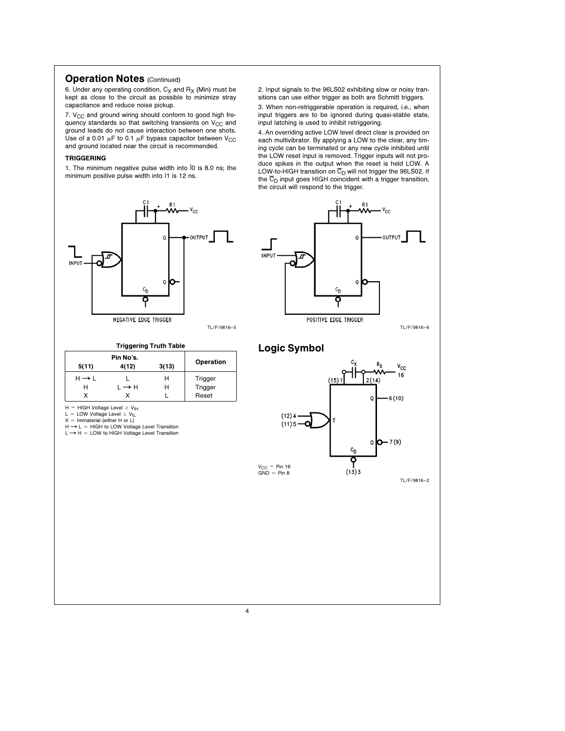## Operation Notes (Continued)

6. Under any operating condition, $C_X$ and $R_X$ (Min) must be kept as close to the circuit as possible to minimize stray capacitance and reduce noise pickup.

7. $V_{CC}$ and ground wiring should conform to good high frequency standards so that switching transients on $V_{CC}$ and ground leads do not cause interaction between one shots. Use of a 0.01 μF to 0.1 μF bypass capacitor between $V_{CC}$ and ground located near the circuit is recommended.

### TRIGGERING

1. The minimum negative pulse width into Ī0 is 8.0 ns; the minimum positive pulse width into I1 is 12 ns.

2. Input signals to the 96LS02 exhibiting slow or noisy transitions can use either trigger as both are Schmitt triggers.

3. When non-retriggerable operation is required, i.e., when input triggers are to be ignored during quasi-stable state, input latching is used to inhibit retriggering.

4. An overriding active LOW level direct clear is provided on each multivibrator. By applying a LOW to the clear, any timing cycle can be terminated or any new cycle inhibited until the LOW reset input is removed. Trigger inputs will not produce spikes in the output when the reset is held LOW. A LOW-to-HIGH transition on $\overline{C}_D$ will not trigger the 96LS02. If the $\overline{C}_D$ input goes HIGH coincident with a trigger transition, the circuit will respond to the trigger.

C1 R1 $V_{CC}$
INPUT
Q OUTPUT
Q
$C_D$
NEGATIVE EDGE TRIGGER

TL/F/9816–5

C1 R1 $V_{CC}$
INPUT
Q OUTPUT
Q
$C_D$
POSITIVE EDGE TRIGGER

TL/F/9816–6

**Triggering Truth Table**

| Pin No's. | | | Operation |
|---|---|---|---|
| 5(11) | 4(12) | 3(13) | |
| H → L | L | H | Trigger |
| H | L → H | H | Trigger |
| X | X | L | Reset |

H = HIGH Voltage Level ≥ $V_{IH}$
L = LOW Voltage Level ≤ $V_{IL}$
X = Immaterial (either H or L)
H → L = HIGH to LOW Voltage Level Transition
L → H = LOW to HIGH Voltage Level Transition

## Logic Symbol

$C_X$ $R_X$ $V_{CC}$ 16
(15) 1 2(14)
Q 6 (10)
(12) 4
(11) 5
T
Q 7 (9)
$C_D$
(13) 3

$V_{CC}$ = Pin 16
GND = Pin 8

TL/F/9816–2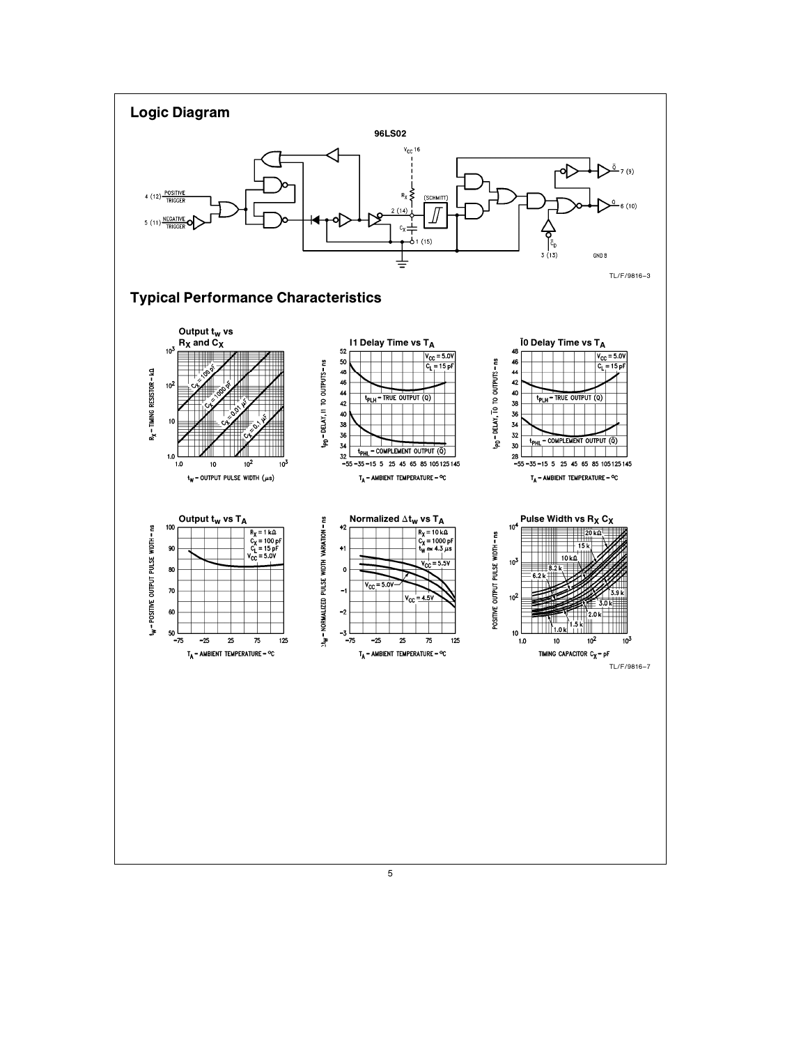## Logic Diagram

96LS02

$V_{CC}$ 16

4 (12) POSITIVE TRIGGER

5 (11) NEGATIVE TRIGGER

$R_X$

(SCHMITT)

2 (14)

$C_X$

1 (15)

$\bar{Q}$ 7 (9)

Q 6 (10)

$\bar{C}_D$

3 (13)

GND 8

TL/F/9816–3

## Typical Performance Characteristics

**Output $t_W$ vs $R_X$ and $C_X$**

$R_X$ – TIMING RESISTOR – kΩ

$10^3$, $10^2$, 10, 1.0

$C_X$ = 100 pF

$C_X$ = 1000 pF

$C_X$ = 0.01 μF

$C_X$ = 0.1 μF

1.0, 10, $10^2$, $10^3$

$t_W$ – OUTPUT PULSE WIDTH (μs)

**I1 Delay Time vs $T_A$**

$t_{PD}$ – DELAY, I1 TO OUTPUTS – ns

52, 50, 48, 46, 44, 42, 40, 38, 36, 34, 32

$V_{CC}$ = 5.0V

$C_L$ = 15 pF

$t_{PLH}$ = TRUE OUTPUT (Q)

$t_{PHL}$ = COMPLEMENT OUTPUT ($\bar{Q}$)

−55 −35 −15 5 25 45 65 85 105 125 145

$T_A$ – AMBIENT TEMPERATURE – °C

**$\bar{I}0$ Delay Time vs $T_A$**

$t_{PD}$ – DELAY, $\bar{I}0$ TO OUTPUTS – ns

48, 46, 44, 42, 40, 38, 36, 34, 32, 30, 28

$V_{CC}$ = 5.0V

$C_L$ = 15 pF

$t_{PLH}$ = TRUE OUTPUT (Q)

$t_{PHL}$ = COMPLEMENT OUTPUT ($\bar{Q}$)

−55 −35 −15 5 25 45 65 85 105 125 145

$T_A$ – AMBIENT TEMPERATURE – °C

**Output $t_W$ vs $T_A$**

$t_W$ – POSITIVE OUTPUT PULSE WIDTH – ns

100, 90, 80, 70, 60, 50

$R_X$ = 1 kΩ

$C_X$ = 100 pF

$C_L$ = 15 pF

$V_{CC}$ = 5.0V

−75, −25, 25, 75, 125

$T_A$ – AMBIENT TEMPERATURE – °C

**Normalized $\Delta t_W$ vs $T_A$**

$\Delta t_W$ – NORMALIZED PULSE WIDTH VARIATION – ns

+2, +1, 0, −1, −2, −3

$R_X$ = 10 kΩ

$C_X$ = 1000 pF

$t_W \approx$ 4.3 μs

$V_{CC}$ = 5.5V

$V_{CC}$ = 5.0V

$V_{CC}$ = 4.5V

−75, −25, 25, 75, 125

$T_A$ – AMBIENT TEMPERATURE – °C

**Pulse Width vs $R_X$ $C_X$**

POSITIVE OUTPUT PULSE WIDTH – ns

$10^4$, $10^3$, $10^2$, 10

20 kΩ

15 k

10 kΩ

8.2 k

6.2 k

3.9 k

3.0 k

2.0 k

1.5 k

1.0 k

1.0, 10, $10^2$, $10^3$

TIMING CAPACITOR $C_X$ – pF

TL/F/9816–7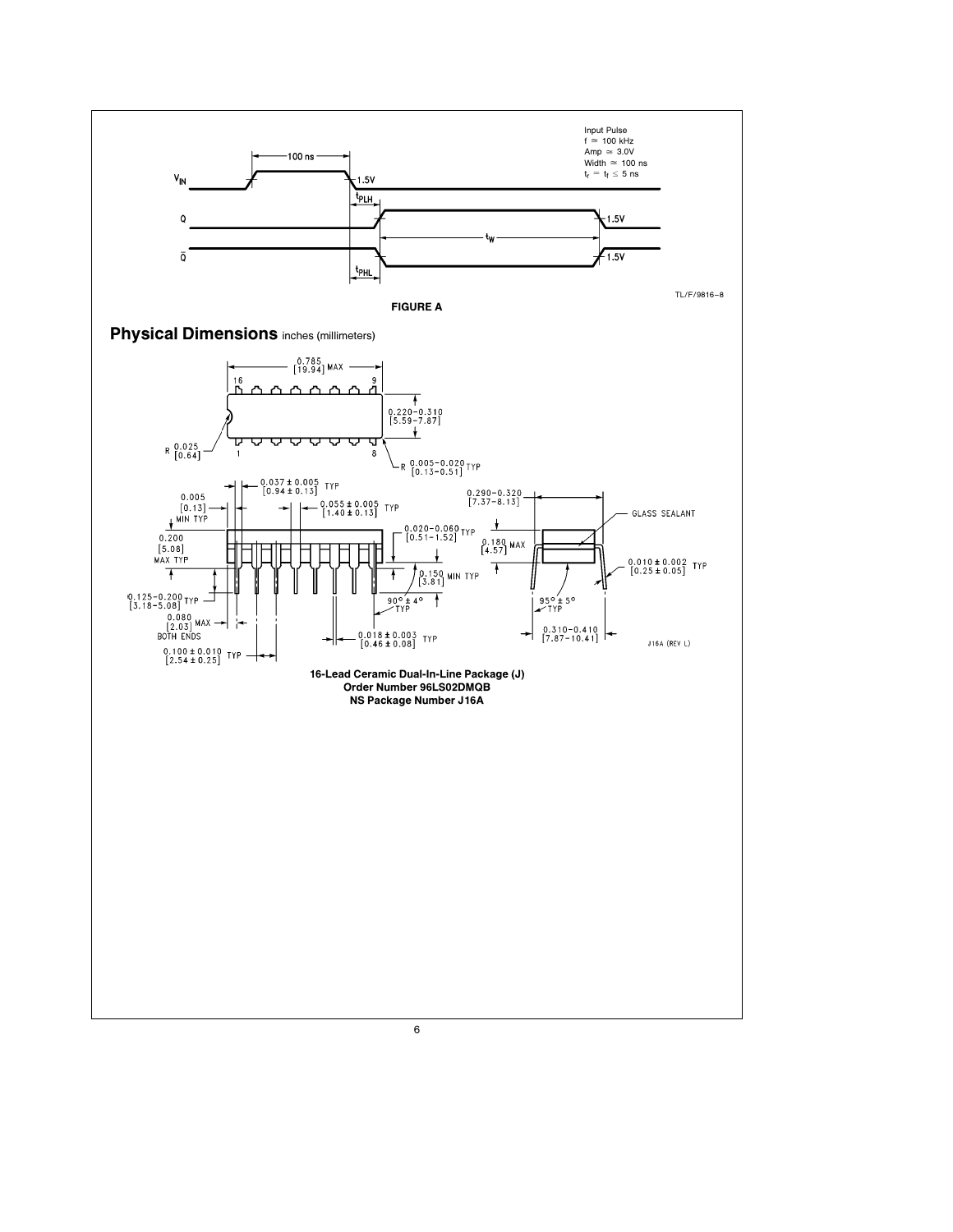Input Pulse
f ≃ 100 kHz
Amp ≃ 3.0V
Width ≃ 100 ns
$t_r = t_f \leq 5$ ns

100 ns

$V_{IN}$

1.5V

$t_{PLH}$

Q

1.5V

$t_W$

$\overline{Q}$

1.5V

$t_{PHL}$

TL/F/9816–8

**FIGURE A**

## Physical Dimensions inches (millimeters)

0.785 [19.94] MAX

16 9

0.220–0.310 [5.59–7.87]

R 0.025 [0.64]

1 8

R 0.005–0.020 [0.13–0.51] TYP

0.037 ± 0.005 [0.94 ± 0.13] TYP

0.005 [0.13] MIN TYP

0.055 ± 0.005 [1.40 ± 0.13] TYP

0.290–0.320 [7.37–8.13]

GLASS SEALANT

0.200 [5.08] MAX TYP

0.020–0.060 [0.51–1.52] TYP

0.180 [4.57] MAX

0.010 ± 0.002 [0.25 ± 0.05] TYP

0.150 [3.81] MIN TYP

0.125–0.200 [3.18–5.08] TYP

90° ± 4° TYP

95° ± 5° TYP

0.080 [2.03] MAX BOTH ENDS

0.018 ± 0.003 [0.46 ± 0.08] TYP

0.310–0.410 [7.87–10.41]

J16A (REV L)

0.100 ± 0.010 [2.54 ± 0.25] TYP

**16-Lead Ceramic Dual-In-Line Package (J)**
**Order Number 96LS02DMQB**
**NS Package Number J16A**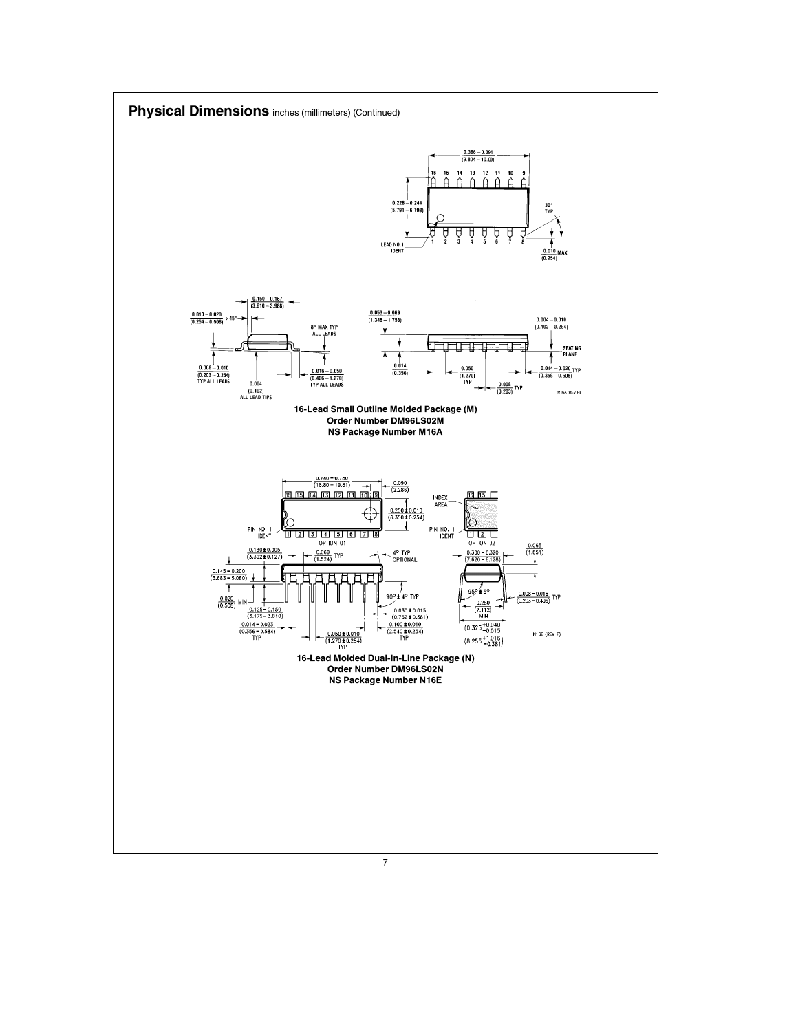## Physical Dimensions inches (millimeters) (Continued)

0.386 – 0.394
(9.804 – 10.00)

16 15 14 13 12 11 10 9

0.228 – 0.244
(5.791 – 6.198)

30°
TYP

LEAD NO. 1
IDENT

1 2 3 4 5 6 7 8

0.010 MAX
(0.254)

0.150 – 0.157
(3.810 – 3.988)

0.010 – 0.020
(0.254 – 0.508) x 45°

8° MAX TYP
ALL LEADS

0.008 – 0.010
(0.203 – 0.254)
TYP ALL LEADS

0.004
(0.102)
ALL LEAD TIPS

0.016 – 0.050
(0.406 – 1.270)
TYP ALL LEADS

0.053 – 0.069
(1.346 – 1.753)

0.004 – 0.010
(0.102 – 0.254)

SEATING
PLANE

0.014
(0.356)

0.050
(1.270)
TYP

0.008
(0.203) TYP

0.014 – 0.020
(0.356 – 0.508) TYP

M16A (REV H)

**16-Lead Small Outline Molded Package (M)**
**Order Number DM96LS02M**
**NS Package Number M16A**

0.740 – 0.780
(18.80 – 19.81)

0.090
(2.286)

16 15 14 13 12 11 10 9

0.250 ± 0.010
(6.350 ± 0.254)

PIN NO. 1
IDENT

1 2 3 4 5 6 7 8

OPTION 01

INDEX
AREA

16 15

PIN NO. 1
IDENT

1 2

OPTION 02

0.130 ± 0.005
(3.302 ± 0.127)

0.060
(1.524) TYP

4° TYP
OPTIONAL

0.065
(1.651)

0.300 – 0.320
(7.620 – 8.128)

0.145 – 0.200
(3.683 – 5.080)

0.020
(0.508) MIN

95° ± 5°

0.008 – 0.016
(0.203 – 0.406) TYP

90° ± 4° TYP

0.280
(7.112)
MIN

0.125 – 0.150
(3.175 – 3.810)

0.030 ± 0.015
(0.762 ± 0.381)

0.014 – 0.023
(0.356 – 0.584)
TYP

0.050 ± 0.010
(1.270 ± 0.254)
TYP

0.100 ± 0.010
(2.540 ± 0.254)
TYP

$\left(0.325 {}^{+0.040}_{-0.015}\right)$

$\left(8.255 {}^{+1.016}_{-0.381}\right)$

N16E (REV F)

**16-Lead Molded Dual-In-Line Package (N)**
**Order Number DM96LS02N**
**NS Package Number N16E**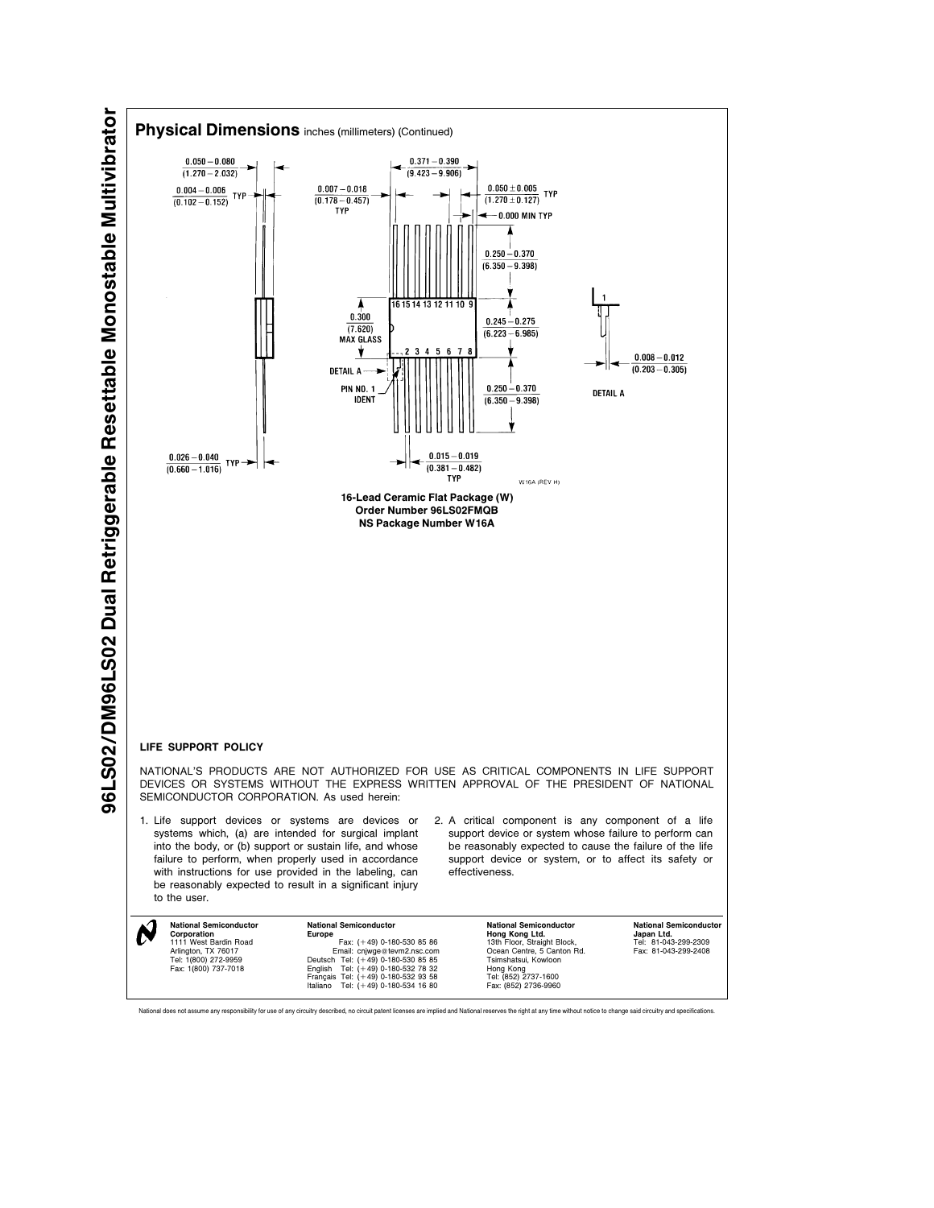## Physical Dimensions inches (millimeters) (Continued)

0.050 – 0.080
(1.270 – 2.032)

0.004 – 0.006
(0.102 – 0.152) TYP

0.026 – 0.040
(0.660 – 1.016) TYP

0.371 – 0.390
(9.423 – 9.906)

0.007 – 0.018
(0.178 – 0.457)
TYP

0.050 ± 0.005
(1.270 ± 0.127) TYP

0.000 MIN TYP

0.250 – 0.370
(6.350 – 9.398)

16 15 14 13 12 11 10 9

0.300
(7.620)
MAX GLASS

0.245 – 0.275
(6.223 – 6.985)

1 2 3 4 5 6 7 8

DETAIL A

PIN NO. 1
IDENT

0.250 – 0.370
(6.350 – 9.398)

0.015 – 0.019
(0.381 – 0.482)
TYP

W16A (REV H)

1

0.008 – 0.012
(0.203 – 0.305)

DETAIL A

**16-Lead Ceramic Flat Package (W)**
**Order Number 96LS02FMQB**
**NS Package Number W16A**

### LIFE SUPPORT POLICY

NATIONAL'S PRODUCTS ARE NOT AUTHORIZED FOR USE AS CRITICAL COMPONENTS IN LIFE SUPPORT DEVICES OR SYSTEMS WITHOUT THE EXPRESS WRITTEN APPROVAL OF THE PRESIDENT OF NATIONAL SEMICONDUCTOR CORPORATION. As used herein:

1. Life support devices or systems are devices or systems which, (a) are intended for surgical implant into the body, or (b) support or sustain life, and whose failure to perform, when properly used in accordance with instructions for use provided in the labeling, can be reasonably expected to result in a significant injury to the user.
2. A critical component is any component of a life support device or system whose failure to perform can be reasonably expected to cause the failure of the life support device or system, or to affect its safety or effectiveness.

**National Semiconductor Corporation**
1111 West Bardin Road
Arlington, TX 76017
Tel: 1(800) 272-9959
Fax: 1(800) 737-7018

**National Semiconductor Europe**
Fax: (+49) 0-180-530 85 86
Email: cnjwge@tevm2.nsc.com
Deutsch Tel: (+49) 0-180-530 85 85
English Tel: (+49) 0-180-532 78 32
Français Tel: (+49) 0-180-532 93 58
Italiano Tel: (+49) 0-180-534 16 80

**National Semiconductor Hong Kong Ltd.**
13th Floor, Straight Block,
Ocean Centre, 5 Canton Rd.
Tsimshatsui, Kowloon
Hong Kong
Tel: (852) 2737-1600
Fax: (852) 2736-9960

**National Semiconductor Japan Ltd.**
Tel: 81-043-299-2309
Fax: 81-043-299-2408

National does not assume any responsibility for use of any circuitry described, no circuit patent licenses are implied and National reserves the right at any time without notice to change said circuitry and specifications.